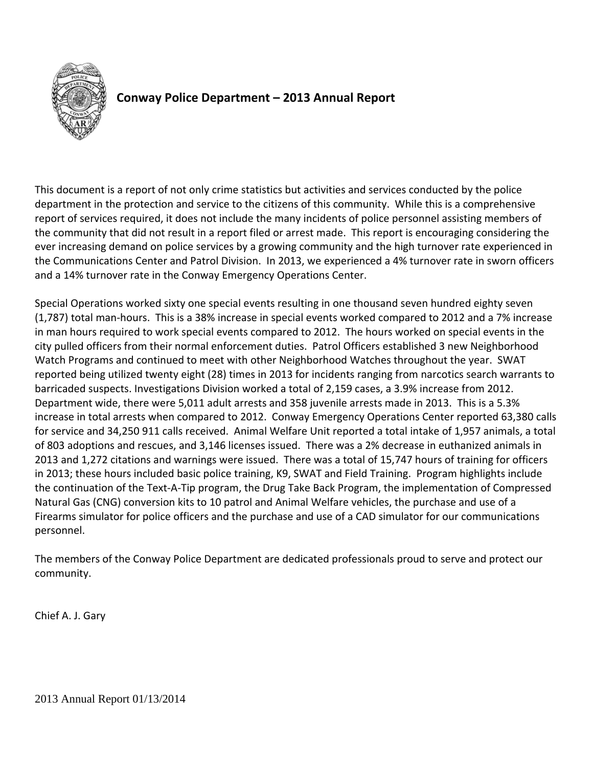# Conway Police Department – 2013 Annual Report

This document is a report of not only crime statistics but activities and services conducted by the police department in the protection and service to the citizens of this community. While this is a comprehensive report of services required, it does not include the many incidents of police personnel assisting members of the community that did not result in a report filed or arrest made. This report is encouraging considering the ever increasing demand on police services by a growing community and the high turnover rate experienced in the Communications Center and Patrol Division. In 2013, we experienced a 4% turnover rate in sworn officers and a 14% turnover rate in the Conway Emergency Operations Center.

Special Operations worked sixty one special events resulting in one thousand seven hundred eighty seven (1,787) total man-hours. This is a 38% increase in special events worked compared to 2012 and a 7% increase in man hours required to work special events compared to 2012. The hours worked on special events in the city pulled officers from their normal enforcement duties. Patrol Officers established 3 new Neighborhood Watch Programs and continued to meet with other Neighborhood Watches throughout the year. SWAT reported being utilized twenty eight (28) times in 2013 for incidents ranging from narcotics search warrants to barricaded suspects. Investigations Division worked a total of 2,159 cases, a 3.9% increase from 2012. Department wide, there were 5,011 adult arrests and 358 juvenile arrests made in 2013. This is a 5.3% increase in total arrests when compared to 2012. Conway Emergency Operations Center reported 63,380 calls for service and 34,250 911 calls received. Animal Welfare Unit reported a total intake of 1,957 animals, a total of 803 adoptions and rescues, and 3,146 licenses issued. There was a 2% decrease in euthanized animals in 2013 and 1,272 citations and warnings were issued. There was a total of 15,747 hours of training for officers in 2013; these hours included basic police training, K9, SWAT and Field Training. Program highlights include the continuation of the Text-A-Tip program, the Drug Take Back Program, the implementation of Compressed Natural Gas (CNG) conversion kits to 10 patrol and Animal Welfare vehicles, the purchase and use of a Firearms simulator for police officers and the purchase and use of a CAD simulator for our communications personnel.

The members of the Conway Police Department are dedicated professionals proud to serve and protect our community.

Chief A. J. Gary

2013 Annual Report 01/13/2014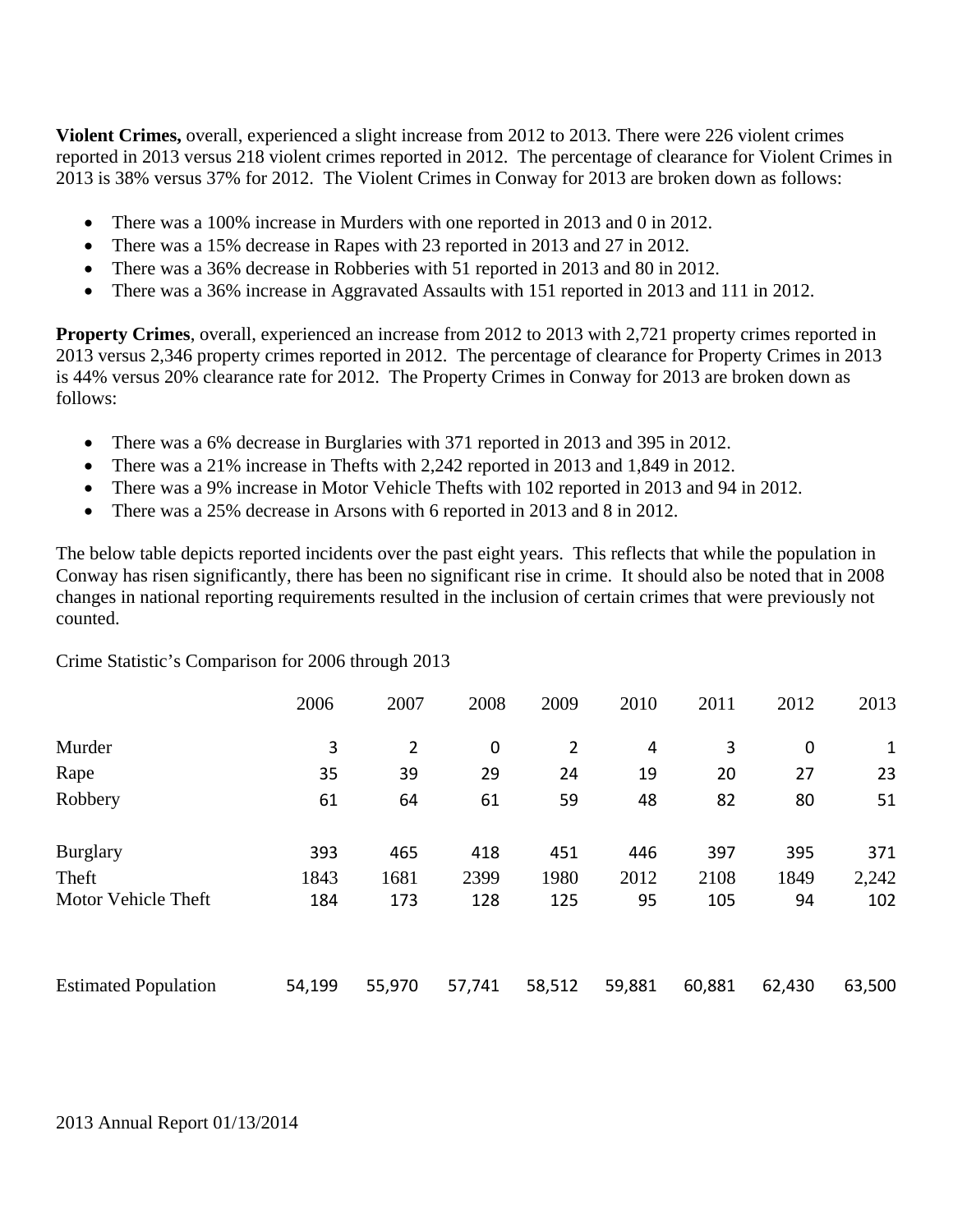**Violent Crimes,** overall, experienced a slight increase from 2012 to 2013. There were 226 violent crimes reported in 2013 versus 218 violent crimes reported in 2012. The percentage of clearance for Violent Crimes in 2013 is 38% versus 37% for 2012. The Violent Crimes in Conway for 2013 are broken down as follows:

- There was a 100% increase in Murders with one reported in 2013 and 0 in 2012.
- There was a 15% decrease in Rapes with 23 reported in 2013 and 27 in 2012.
- There was a 36% decrease in Robberies with 51 reported in 2013 and 80 in 2012.
- There was a 36% increase in Aggravated Assaults with 151 reported in 2013 and 111 in 2012.

**Property Crimes**, overall, experienced an increase from 2012 to 2013 with 2,721 property crimes reported in 2013 versus 2,346 property crimes reported in 2012. The percentage of clearance for Property Crimes in 2013 is 44% versus 20% clearance rate for 2012. The Property Crimes in Conway for 2013 are broken down as follows:

- There was a 6% decrease in Burglaries with 371 reported in 2013 and 395 in 2012.
- There was a 21% increase in Thefts with 2,242 reported in 2013 and 1,849 in 2012.
- There was a 9% increase in Motor Vehicle Thefts with 102 reported in 2013 and 94 in 2012.
- There was a 25% decrease in Arsons with 6 reported in 2013 and 8 in 2012.

The below table depicts reported incidents over the past eight years. This reflects that while the population in Conway has risen significantly, there has been no significant rise in crime. It should also be noted that in 2008 changes in national reporting requirements resulted in the inclusion of certain crimes that were previously not counted.

Crime Statistic's Comparison for 2006 through 2013

| | 2006 | 2007 | 2008 | 2009 | 2010 | 2011 | 2012 | 2013 |
|---|---|---|---|---|---|---|---|---|
| Murder | 3 | 2 | 0 | 2 | 4 | 3 | 0 | 1 |
| Rape | 35 | 39 | 29 | 24 | 19 | 20 | 27 | 23 |
| Robbery | 61 | 64 | 61 | 59 | 48 | 82 | 80 | 51 |
| Burglary | 393 | 465 | 418 | 451 | 446 | 397 | 395 | 371 |
| Theft | 1843 | 1681 | 2399 | 1980 | 2012 | 2108 | 1849 | 2,242 |
| Motor Vehicle Theft | 184 | 173 | 128 | 125 | 95 | 105 | 94 | 102 |
| Estimated Population | 54,199 | 55,970 | 57,741 | 58,512 | 59,881 | 60,881 | 62,430 | 63,500 |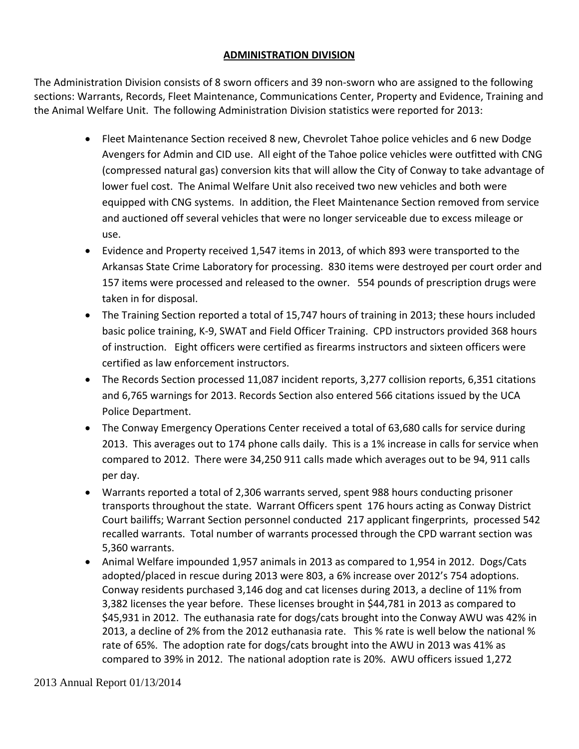## ADMINISTRATION DIVISION

The Administration Division consists of 8 sworn officers and 39 non-sworn who are assigned to the following sections: Warrants, Records, Fleet Maintenance, Communications Center, Property and Evidence, Training and the Animal Welfare Unit. The following Administration Division statistics were reported for 2013:

- Fleet Maintenance Section received 8 new, Chevrolet Tahoe police vehicles and 6 new Dodge Avengers for Admin and CID use. All eight of the Tahoe police vehicles were outfitted with CNG (compressed natural gas) conversion kits that will allow the City of Conway to take advantage of lower fuel cost. The Animal Welfare Unit also received two new vehicles and both were equipped with CNG systems. In addition, the Fleet Maintenance Section removed from service and auctioned off several vehicles that were no longer serviceable due to excess mileage or use.
- Evidence and Property received 1,547 items in 2013, of which 893 were transported to the Arkansas State Crime Laboratory for processing. 830 items were destroyed per court order and 157 items were processed and released to the owner. 554 pounds of prescription drugs were taken in for disposal.
- The Training Section reported a total of 15,747 hours of training in 2013; these hours included basic police training, K-9, SWAT and Field Officer Training. CPD instructors provided 368 hours of instruction. Eight officers were certified as firearms instructors and sixteen officers were certified as law enforcement instructors.
- The Records Section processed 11,087 incident reports, 3,277 collision reports, 6,351 citations and 6,765 warnings for 2013. Records Section also entered 566 citations issued by the UCA Police Department.
- The Conway Emergency Operations Center received a total of 63,680 calls for service during 2013. This averages out to 174 phone calls daily. This is a 1% increase in calls for service when compared to 2012. There were 34,250 911 calls made which averages out to be 94, 911 calls per day.
- Warrants reported a total of 2,306 warrants served, spent 988 hours conducting prisoner transports throughout the state. Warrant Officers spent 176 hours acting as Conway District Court bailiffs; Warrant Section personnel conducted 217 applicant fingerprints, processed 542 recalled warrants. Total number of warrants processed through the CPD warrant section was 5,360 warrants.
- Animal Welfare impounded 1,957 animals in 2013 as compared to 1,954 in 2012. Dogs/Cats adopted/placed in rescue during 2013 were 803, a 6% increase over 2012's 754 adoptions. Conway residents purchased 3,146 dog and cat licenses during 2013, a decline of 11% from 3,382 licenses the year before. These licenses brought in $44,781 in 2013 as compared to $45,931 in 2012. The euthanasia rate for dogs/cats brought into the Conway AWU was 42% in 2013, a decline of 2% from the 2012 euthanasia rate. This % rate is well below the national % rate of 65%. The adoption rate for dogs/cats brought into the AWU in 2013 was 41% as compared to 39% in 2012. The national adoption rate is 20%. AWU officers issued 1,272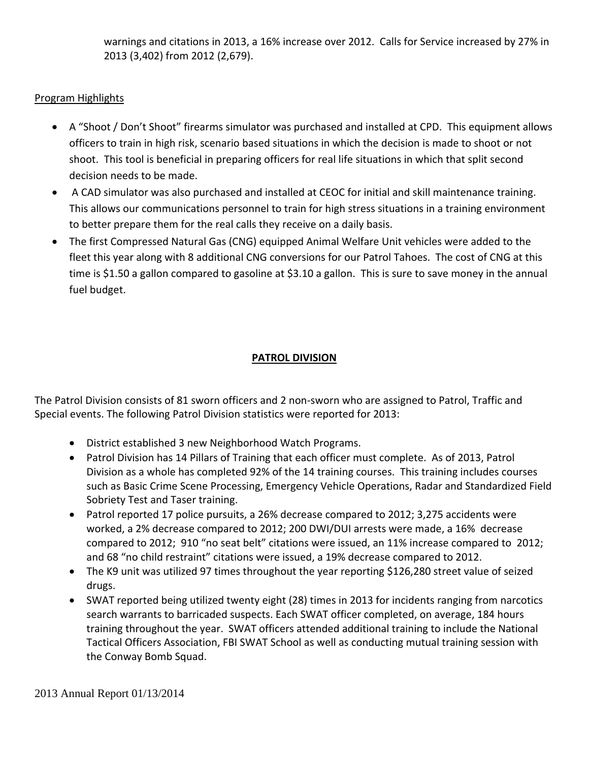warnings and citations in 2013, a 16% increase over 2012. Calls for Service increased by 27% in 2013 (3,402) from 2012 (2,679).

Program Highlights

- A "Shoot / Don't Shoot" firearms simulator was purchased and installed at CPD. This equipment allows officers to train in high risk, scenario based situations in which the decision is made to shoot or not shoot. This tool is beneficial in preparing officers for real life situations in which that split second decision needs to be made.
- A CAD simulator was also purchased and installed at CEOC for initial and skill maintenance training. This allows our communications personnel to train for high stress situations in a training environment to better prepare them for the real calls they receive on a daily basis.
- The first Compressed Natural Gas (CNG) equipped Animal Welfare Unit vehicles were added to the fleet this year along with 8 additional CNG conversions for our Patrol Tahoes. The cost of CNG at this time is $1.50 a gallon compared to gasoline at $3.10 a gallon. This is sure to save money in the annual fuel budget.

## PATROL DIVISION

The Patrol Division consists of 81 sworn officers and 2 non-sworn who are assigned to Patrol, Traffic and Special events. The following Patrol Division statistics were reported for 2013:

- District established 3 new Neighborhood Watch Programs.
- Patrol Division has 14 Pillars of Training that each officer must complete. As of 2013, Patrol Division as a whole has completed 92% of the 14 training courses. This training includes courses such as Basic Crime Scene Processing, Emergency Vehicle Operations, Radar and Standardized Field Sobriety Test and Taser training.
- Patrol reported 17 police pursuits, a 26% decrease compared to 2012; 3,275 accidents were worked, a 2% decrease compared to 2012; 200 DWI/DUI arrests were made, a 16% decrease compared to 2012; 910 "no seat belt" citations were issued, an 11% increase compared to 2012; and 68 "no child restraint" citations were issued, a 19% decrease compared to 2012.
- The K9 unit was utilized 97 times throughout the year reporting $126,280 street value of seized drugs.
- SWAT reported being utilized twenty eight (28) times in 2013 for incidents ranging from narcotics search warrants to barricaded suspects. Each SWAT officer completed, on average, 184 hours training throughout the year. SWAT officers attended additional training to include the National Tactical Officers Association, FBI SWAT School as well as conducting mutual training session with the Conway Bomb Squad.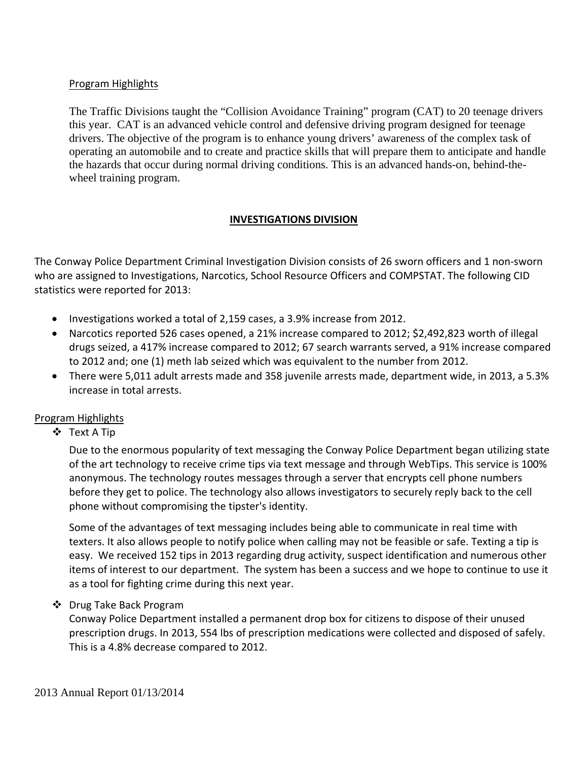Program Highlights

The Traffic Divisions taught the "Collision Avoidance Training" program (CAT) to 20 teenage drivers this year. CAT is an advanced vehicle control and defensive driving program designed for teenage drivers. The objective of the program is to enhance young drivers' awareness of the complex task of operating an automobile and to create and practice skills that will prepare them to anticipate and handle the hazards that occur during normal driving conditions. This is an advanced hands-on, behind-the-wheel training program.

## INVESTIGATIONS DIVISION

The Conway Police Department Criminal Investigation Division consists of 26 sworn officers and 1 non-sworn who are assigned to Investigations, Narcotics, School Resource Officers and COMPSTAT. The following CID statistics were reported for 2013:

- Investigations worked a total of 2,159 cases, a 3.9% increase from 2012.
- Narcotics reported 526 cases opened, a 21% increase compared to 2012; $2,492,823 worth of illegal drugs seized, a 417% increase compared to 2012; 67 search warrants served, a 91% increase compared to 2012 and; one (1) meth lab seized which was equivalent to the number from 2012.
- There were 5,011 adult arrests made and 358 juvenile arrests made, department wide, in 2013, a 5.3% increase in total arrests.

Program Highlights

- Text A Tip

  Due to the enormous popularity of text messaging the Conway Police Department began utilizing state of the art technology to receive crime tips via text message and through WebTips. This service is 100% anonymous. The technology routes messages through a server that encrypts cell phone numbers before they get to police. The technology also allows investigators to securely reply back to the cell phone without compromising the tipster's identity.

  Some of the advantages of text messaging includes being able to communicate in real time with texters. It also allows people to notify police when calling may not be feasible or safe. Texting a tip is easy. We received 152 tips in 2013 regarding drug activity, suspect identification and numerous other items of interest to our department. The system has been a success and we hope to continue to use it as a tool for fighting crime during this next year.

- Drug Take Back Program

  Conway Police Department installed a permanent drop box for citizens to dispose of their unused prescription drugs. In 2013, 554 lbs of prescription medications were collected and disposed of safely. This is a 4.8% decrease compared to 2012.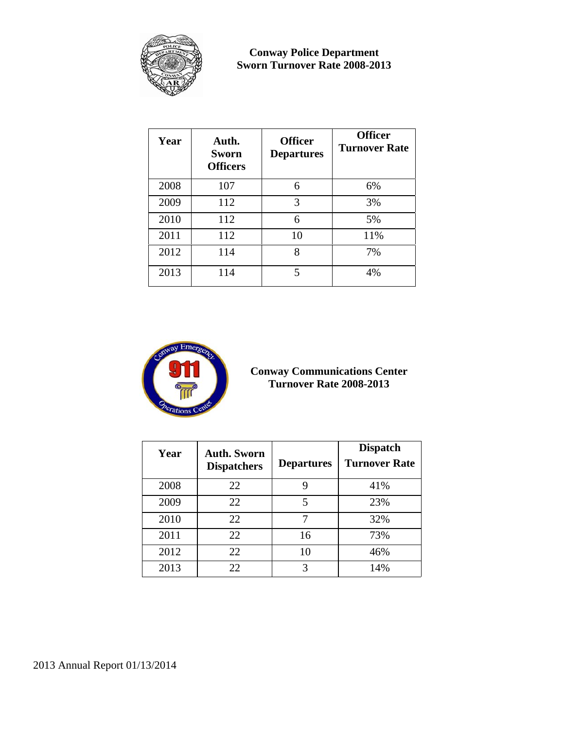**Conway Police Department**
**Sworn Turnover Rate 2008-2013**

| Year | Auth. Sworn Officers | Officer Departures | Officer Turnover Rate |
|---|---|---|---|
| 2008 | 107 | 6 | 6% |
| 2009 | 112 | 3 | 3% |
| 2010 | 112 | 6 | 5% |
| 2011 | 112 | 10 | 11% |
| 2012 | 114 | 8 | 7% |
| 2013 | 114 | 5 | 4% |

**Conway Communications Center**
**Turnover Rate 2008-2013**

| Year | Auth. Sworn Dispatchers | Departures | Dispatch Turnover Rate |
|---|---|---|---|
| 2008 | 22 | 9 | 41% |
| 2009 | 22 | 5 | 23% |
| 2010 | 22 | 7 | 32% |
| 2011 | 22 | 16 | 73% |
| 2012 | 22 | 10 | 46% |
| 2013 | 22 | 3 | 14% |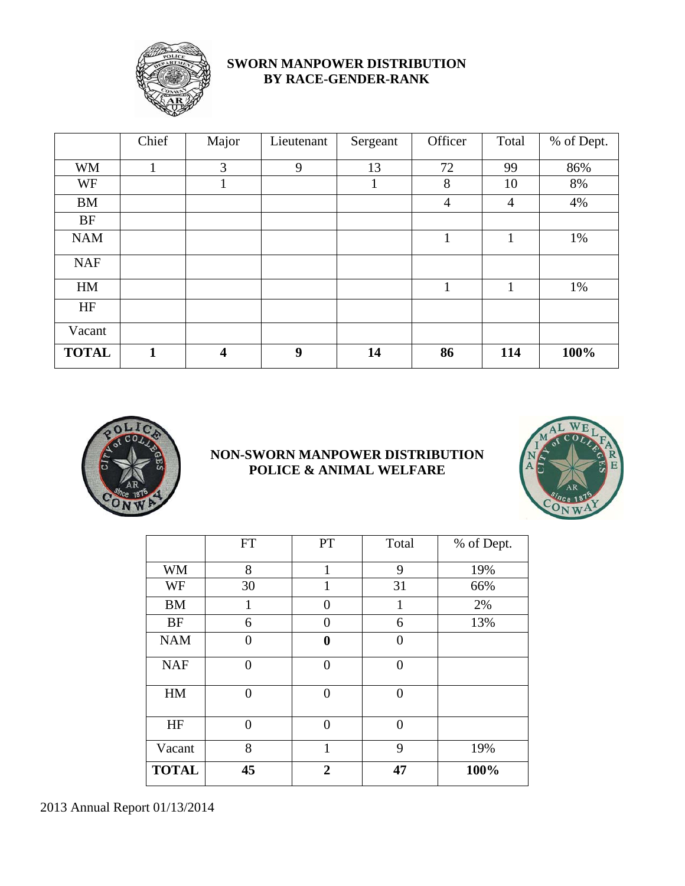## SWORN MANPOWER DISTRIBUTION BY RACE-GENDER-RANK

| | Chief | Major | Lieutenant | Sergeant | Officer | Total | % of Dept. |
|---|---|---|---|---|---|---|---|
| WM | 1 | 3 | 9 | 13 | 72 | 99 | 86% |
| WF | | 1 | | 1 | 8 | 10 | 8% |
| BM | | | | | 4 | 4 | 4% |
| BF | | | | | | | |
| NAM | | | | | 1 | 1 | 1% |
| NAF | | | | | | | |
| HM | | | | | 1 | 1 | 1% |
| HF | | | | | | | |
| Vacant | | | | | | | |
| **TOTAL** | **1** | **4** | **9** | **14** | **86** | **114** | **100%** |

## NON-SWORN MANPOWER DISTRIBUTION POLICE & ANIMAL WELFARE

| | FT | PT | Total | % of Dept. |
|---|---|---|---|---|
| WM | 8 | 1 | 9 | 19% |
| WF | 30 | 1 | 31 | 66% |
| BM | 1 | 0 | 1 | 2% |
| BF | 6 | 0 | 6 | 13% |
| NAM | 0 | **0** | 0 | |
| NAF | 0 | 0 | 0 | |
| HM | 0 | 0 | 0 | |
| HF | 0 | 0 | 0 | |
| Vacant | 8 | 1 | 9 | 19% |
| **TOTAL** | **45** | **2** | **47** | **100%** |

2013 Annual Report 01/13/2014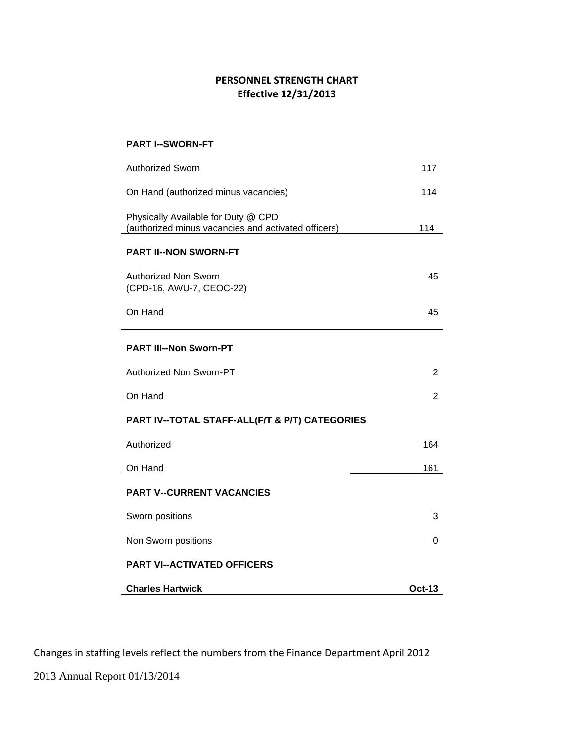# PERSONNEL STRENGTH CHART
## Effective 12/31/2013

**PART I--SWORN-FT**

| | |
|---|---|
| Authorized Sworn | 117 |
| On Hand (authorized minus vacancies) | 114 |
| Physically Available for Duty @ CPD (authorized minus vacancies and activated officers) | 114 |

**PART II--NON SWORN-FT**

| | |
|---|---|
| Authorized Non Sworn (CPD-16, AWU-7, CEOC-22) | 45 |
| On Hand | 45 |

**PART III--Non Sworn-PT**

| | |
|---|---|
| Authorized Non Sworn-PT | 2 |
| On Hand | 2 |

**PART IV--TOTAL STAFF-ALL(F/T & P/T) CATEGORIES**

| | |
|---|---|
| Authorized | 164 |
| On Hand | 161 |

**PART V--CURRENT VACANCIES**

| | |
|---|---|
| Sworn positions | 3 |
| Non Sworn positions | 0 |

**PART VI--ACTIVATED OFFICERS**

| | |
|---|---|
| **Charles Hartwick** | **Oct-13** |

Changes in staffing levels reflect the numbers from the Finance Department April 2012

2013 Annual Report 01/13/2014